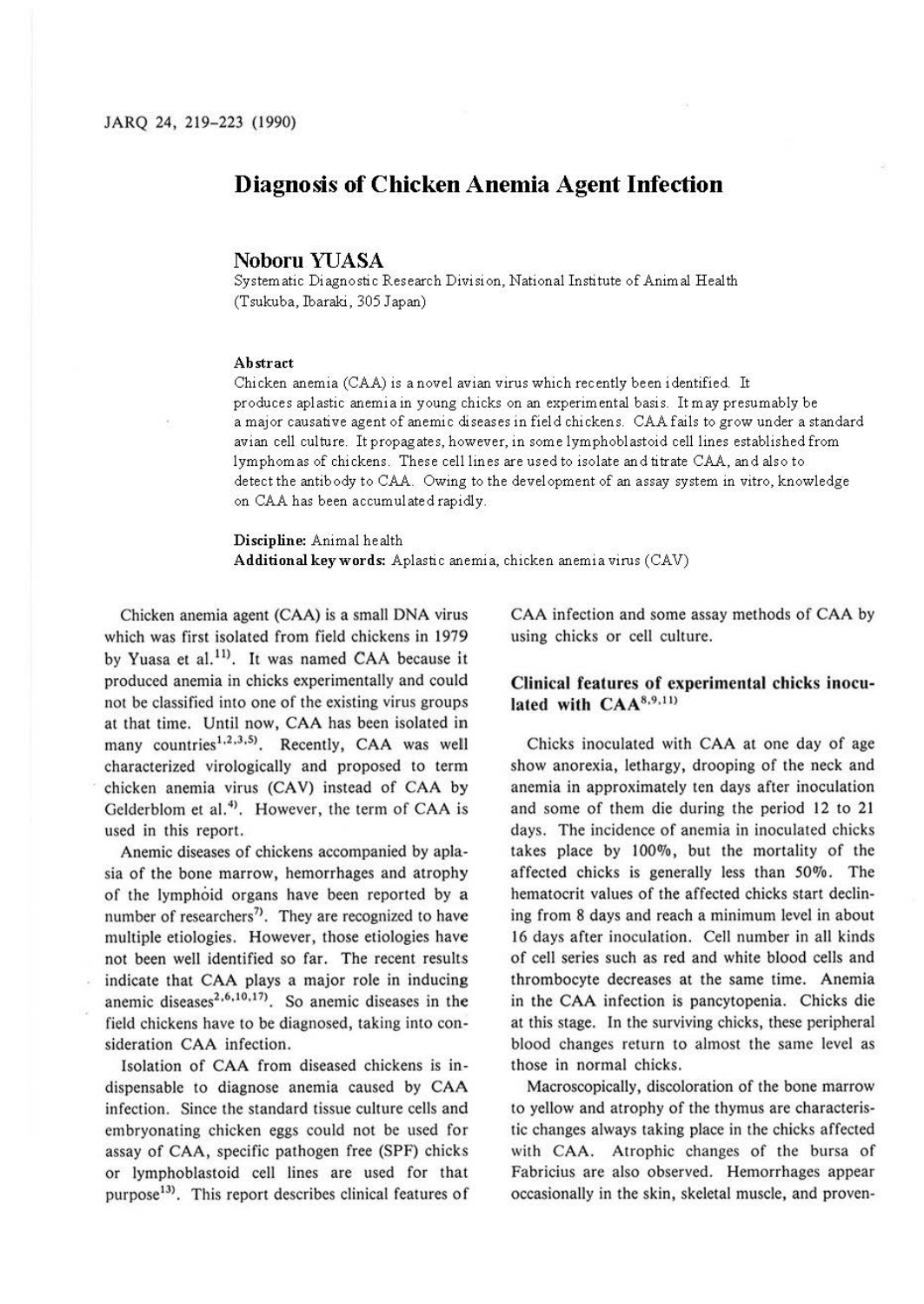# Diagnosis of Chicken Anemia Agent Infection

## Noboru YUASA

Systematic Diagnostic Research Division, National Institute of Animal Health (Tsukuba, Ibaraki, 305 Japan)

### Abstract

Chicken anemia (CAA) is a novel avian virus which recently been identified. It produces aplastic anemia in young chicks on an experimental basis. It may presumably be a major causative agent of anemic diseases in field chickens. CAA fails to grow under a standard avian cell culture. It propagates, however, in some lymphoblastoid cell lines established from lymphomas of chickens. These cell lines are used to isolate and titrate CAA, and also to detect the antibody to CAA. Owing to the development of an assay system in vitro, knowledge on CAA has been accumulated rapidly.

**Discipline:** Animal health
**Additional key words:** Aplastic anemia, chicken anemia virus (CAV)

Chicken anemia agent (CAA) is a small DNA virus which was first isolated from field chickens in 1979 by Yuasa et al.[11]. It was named CAA because it produced anemia in chicks experimentally and could not be classified into one of the existing virus groups at that time. Until now, CAA has been isolated in many countries[1,2,3,5]. Recently, CAA was well characterized virologically and proposed to term chicken anemia virus (CAV) instead of CAA by Gelderblom et al.[4]. However, the term of CAA is used in this report.

Anemic diseases of chickens accompanied by aplasia of the bone marrow, hemorrhages and atrophy of the lymphoid organs have been reported by a number of researchers[7]. They are recognized to have multiple etiologies. However, those etiologies have not been well identified so far. The recent results indicate that CAA plays a major role in inducing anemic diseases[2,6,10,17]. So anemic diseases in the field chickens have to be diagnosed, taking into consideration CAA infection.

Isolation of CAA from diseased chickens is indispensable to diagnose anemia caused by CAA infection. Since the standard tissue culture cells and embryonating chicken eggs could not be used for assay of CAA, specific pathogen free (SPF) chicks or lymphoblastoid cell lines are used for that purpose[13]. This report describes clinical features of CAA infection and some assay methods of CAA by using chicks or cell culture.

## Clinical features of experimental chicks inoculated with CAA[8,9,11]

Chicks inoculated with CAA at one day of age show anorexia, lethargy, drooping of the neck and anemia in approximately ten days after inoculation and some of them die during the period 12 to 21 days. The incidence of anemia in inoculated chicks takes place by 100%, but the mortality of the affected chicks is generally less than 50%. The hematocrit values of the affected chicks start declining from 8 days and reach a minimum level in about 16 days after inoculation. Cell number in all kinds of cell series such as red and white blood cells and thrombocyte decreases at the same time. Anemia in the CAA infection is pancytopenia. Chicks die at this stage. In the surviving chicks, these peripheral blood changes return to almost the same level as those in normal chicks.

Macroscopically, discoloration of the bone marrow to yellow and atrophy of the thymus are characteristic changes always taking place in the chicks affected with CAA. Atrophic changes of the bursa of Fabricius are also observed. Hemorrhages appear occasionally in the skin, skeletal muscle, and proven-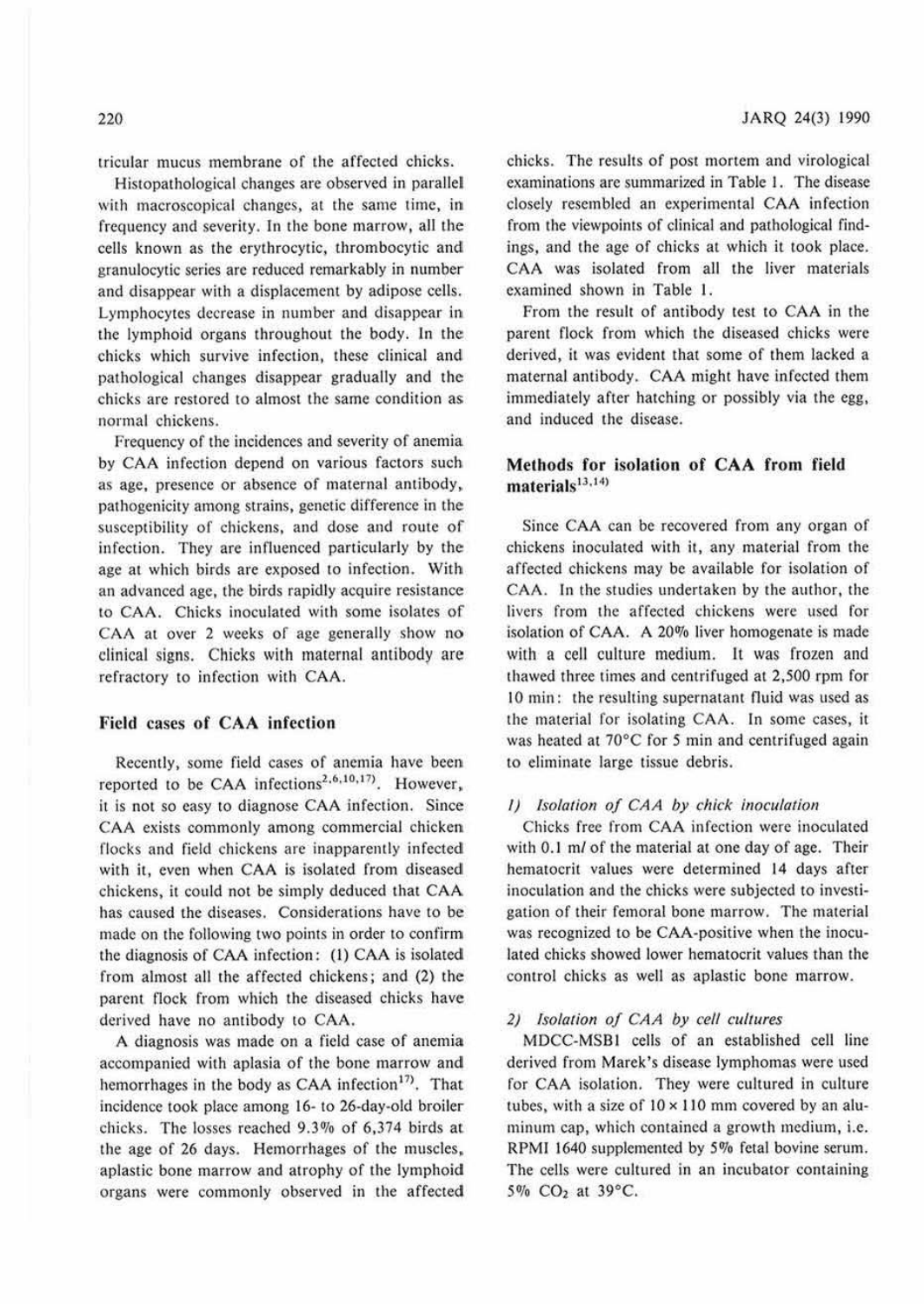tricular mucus membrane of the affected chicks.

Histopathological changes are observed in parallel with macroscopical changes, at the same time, in frequency and severity. In the bone marrow, all the cells known as the erythrocytic, thrombocytic and granulocytic series are reduced remarkably in number and disappear with a displacement by adipose cells. Lymphocytes decrease in number and disappear in the lymphoid organs throughout the body. In the chicks which survive infection, these clinical and pathological changes disappear gradually and the chicks are restored to almost the same condition as normal chickens.

Frequency of the incidences and severity of anemia by CAA infection depend on various factors such as age, presence or absence of maternal antibody, pathogenicity among strains, genetic difference in the susceptibility of chickens, and dose and route of infection. They are influenced particularly by the age at which birds are exposed to infection. With an advanced age, the birds rapidly acquire resistance to CAA. Chicks inoculated with some isolates of CAA at over 2 weeks of age generally show no clinical signs. Chicks with maternal antibody are refractory to infection with CAA.

## Field cases of CAA infection

Recently, some field cases of anemia have been reported to be CAA infections[2,6,10,17]. However, it is not so easy to diagnose CAA infection. Since CAA exists commonly among commercial chicken flocks and field chickens are inapparently infected with it, even when CAA is isolated from diseased chickens, it could not be simply deduced that CAA has caused the diseases. Considerations have to be made on the following two points in order to confirm the diagnosis of CAA infection: (1) CAA is isolated from almost all the affected chickens; and (2) the parent flock from which the diseased chicks have derived have no antibody to CAA.

A diagnosis was made on a field case of anemia accompanied with aplasia of the bone marrow and hemorrhages in the body as CAA infection[17]. That incidence took place among 16- to 26-day-old broiler chicks. The losses reached 9.3% of 6,374 birds at the age of 26 days. Hemorrhages of the muscles, aplastic bone marrow and atrophy of the lymphoid organs were commonly observed in the affected chicks. The results of post mortem and virological examinations are summarized in Table 1. The disease closely resembled an experimental CAA infection from the viewpoints of clinical and pathological findings, and the age of chicks at which it took place. CAA was isolated from all the liver materials examined shown in Table 1.

From the result of antibody test to CAA in the parent flock from which the diseased chicks were derived, it was evident that some of them lacked a maternal antibody. CAA might have infected them immediately after hatching or possibly via the egg, and induced the disease.

## Methods for isolation of CAA from field materials[13,14]

Since CAA can be recovered from any organ of chickens inoculated with it, any material from the affected chickens may be available for isolation of CAA. In the studies undertaken by the author, the livers from the affected chickens were used for isolation of CAA. A 20% liver homogenate is made with a cell culture medium. It was frozen and thawed three times and centrifuged at 2,500 rpm for 10 min: the resulting supernatant fluid was used as the material for isolating CAA. In some cases, it was heated at 70°C for 5 min and centrifuged again to eliminate large tissue debris.

### *1) Isolation of CAA by chick inoculation*

Chicks free from CAA infection were inoculated with 0.1 ml of the material at one day of age. Their hematocrit values were determined 14 days after inoculation and the chicks were subjected to investigation of their femoral bone marrow. The material was recognized to be CAA-positive when the inoculated chicks showed lower hematocrit values than the control chicks as well as aplastic bone marrow.

### *2) Isolation of CAA by cell cultures*

MDCC-MSB1 cells of an established cell line derived from Marek's disease lymphomas were used for CAA isolation. They were cultured in culture tubes, with a size of 10 × 110 mm covered by an aluminum cap, which contained a growth medium, i.e. RPMI 1640 supplemented by 5% fetal bovine serum. The cells were cultured in an incubator containing 5% $CO_2$ at 39°C.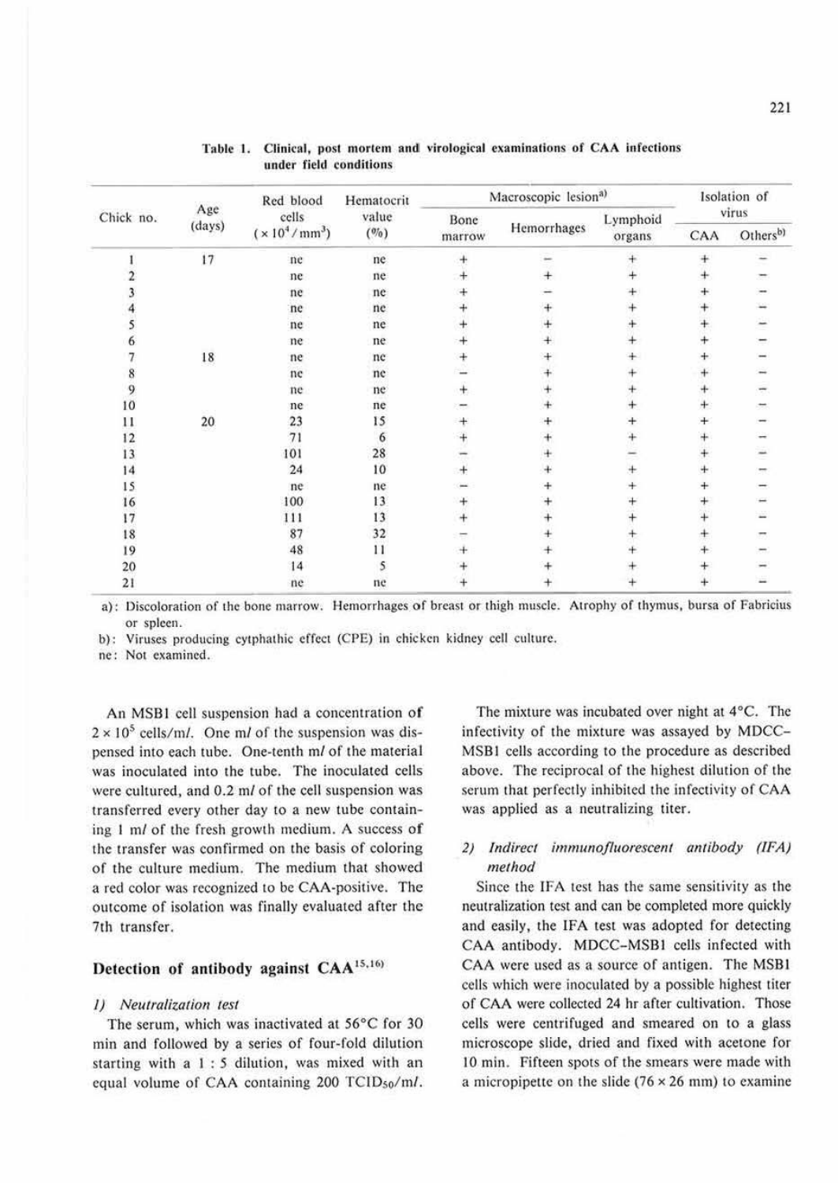Table 1. Clinical, post mortem and virological examinations of CAA infections under field conditions

| Chick no. | Age (days) | Red blood cells ($\times 10^4/mm^3$) | Hematocrit value (%) | Macroscopic lesion[a) | | | Isolation of virus | |
|---|---|---|---|---|---|---|---|---|
| | | | | Bone marrow | Hemorrhages | Lymphoid organs | CAA | Others[b) |
| 1 | 17 | ne | ne | + | − | + | + | − |
| 2 | | ne | ne | + | + | + | + | − |
| 3 | | ne | ne | + | − | + | + | − |
| 4 | | ne | ne | + | + | + | + | − |
| 5 | | ne | ne | + | + | + | + | − |
| 6 | | ne | ne | + | + | + | + | − |
| 7 | 18 | ne | ne | + | + | + | + | − |
| 8 | | ne | ne | − | + | + | + | − |
| 9 | | ne | ne | + | + | + | + | − |
| 10 | | ne | ne | − | + | + | + | − |
| 11 | 20 | 23 | 15 | + | + | + | + | − |
| 12 | | 71 | 6 | + | + | + | + | − |
| 13 | | 101 | 28 | − | + | − | + | − |
| 14 | | 24 | 10 | + | + | + | + | − |
| 15 | | ne | ne | − | + | + | + | − |
| 16 | | 100 | 13 | + | + | + | + | − |
| 17 | | 111 | 13 | + | + | + | + | − |
| 18 | | 87 | 32 | − | + | + | + | − |
| 19 | | 48 | 11 | + | + | + | + | − |
| 20 | | 14 | 5 | + | + | + | + | − |
| 21 | | ne | ne | + | + | + | + | − |

a): Discoloration of the bone marrow. Hemorrhages of breast or thigh muscle. Atrophy of thymus, bursa of Fabricius or spleen.

b): Viruses producing cytphathic effect (CPE) in chicken kidney cell culture.

ne: Not examined.

An MSB1 cell suspension had a concentration of $2 \times 10^5$ cells/m*l*. One m*l* of the suspension was dispensed into each tube. One-tenth m*l* of the material was inoculated into the tube. The inoculated cells were cultured, and 0.2 m*l* of the cell suspension was transferred every other day to a new tube containing 1 m*l* of the fresh growth medium. A success of the transfer was confirmed on the basis of coloring of the culture medium. The medium that showed a red color was recognized to be CAA-positive. The outcome of isolation was finally evaluated after the 7th transfer.

## Detection of antibody against CAA[15,16)

### *1) Neutralization test*

The serum, which was inactivated at 56°C for 30 min and followed by a series of four-fold dilution starting with a 1 : 5 dilution, was mixed with an equal volume of CAA containing 200 $TCID_{50}$/m*l*. The mixture was incubated over night at 4°C. The infectivity of the mixture was assayed by MDCC-MSB1 cells according to the procedure as described above. The reciprocal of the highest dilution of the serum that perfectly inhibited the infectivity of CAA was applied as a neutralizing titer.

### *2) Indirect immunofluorescent antibody (IFA) method*

Since the IFA test has the same sensitivity as the neutralization test and can be completed more quickly and easily, the IFA test was adopted for detecting CAA antibody. MDCC-MSB1 cells infected with CAA were used as a source of antigen. The MSB1 cells which were inoculated by a possible highest titer of CAA were collected 24 hr after cultivation. Those cells were centrifuged and smeared on to a glass microscope slide, dried and fixed with acetone for 10 min. Fifteen spots of the smears were made with a micropipette on the slide (76 × 26 mm) to examine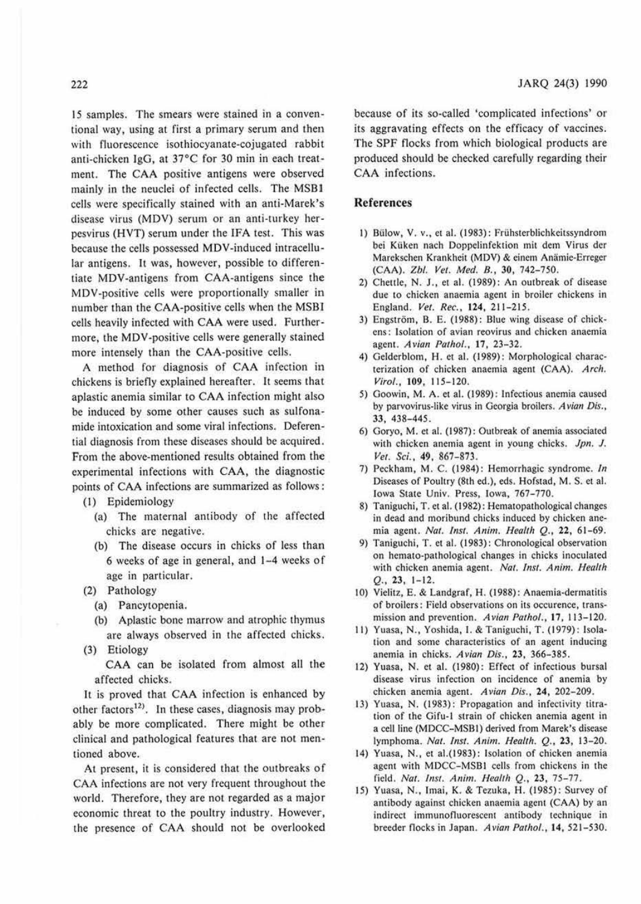15 samples. The smears were stained in a conventional way, using at first a primary serum and then with fluorescence isothiocyanate-cojugated rabbit anti-chicken IgG, at 37°C for 30 min in each treatment. The CAA positive antigens were observed mainly in the neuclei of infected cells. The MSB1 cells were specifically stained with an anti-Marek's disease virus (MDV) serum or an anti-turkey herpesvirus (HVT) serum under the IFA test. This was because the cells possessed MDV-induced intracellular antigens. It was, however, possible to differentiate MDV-antigens from CAA-antigens since the MDV-positive cells were proportionally smaller in number than the CAA-positive cells when the MSBI cells heavily infected with CAA were used. Furthermore, the MDV-positive cells were generally stained more intensely than the CAA-positive cells.

A method for diagnosis of CAA infection in chickens is briefly explained hereafter. It seems that aplastic anemia similar to CAA infection might also be induced by some other causes such as sulfonamide intoxication and some viral infections. Deferential diagnosis from these diseases should be acquired. From the above-mentioned results obtained from the experimental infections with CAA, the diagnostic points of CAA infections are summarized as follows:

(1) Epidemiology
  (a) The maternal antibody of the affected chicks are negative.
  (b) The disease occurs in chicks of less than 6 weeks of age in general, and 1–4 weeks of age in particular.

(2) Pathology
  (a) Pancytopenia.
  (b) Aplastic bone marrow and atrophic thymus are always observed in the affected chicks.

(3) Etiology
  CAA can be isolated from almost all the affected chicks.

It is proved that CAA infection is enhanced by other factors[12]. In these cases, diagnosis may probably be more complicated. There might be other clinical and pathological features that are not mentioned above.

At present, it is considered that the outbreaks of CAA infections are not very frequent throughout the world. Therefore, they are not regarded as a major economic threat to the poultry industry. However, the presence of CAA should not be overlooked because of its so-called 'complicated infections' or its aggravating effects on the efficacy of vaccines. The SPF flocks from which biological products are produced should be checked carefully regarding their CAA infections.

## References

1) Bülow, V. v., et al. (1983): Frühsterblichkeitssyndrom bei Küken nach Doppelinfektion mit dem Virus der Marekschen Krankheit (MDV) & einem Anämie-Erreger (CAA). *Zbl. Vet. Med. B.*, **30**, 742–750.
2) Chettle, N. J., et al. (1989): An outbreak of disease due to chicken anaemia agent in broiler chickens in England. *Vet. Rec.*, **124**, 211–215.
3) Engström, B. E. (1988): Blue wing disease of chickens: Isolation of avian reovirus and chicken anaemia agent. *Avian Pathol.*, **17**, 23–32.
4) Gelderblom, H. et al. (1989): Morphological characterization of chicken anaemia agent (CAA). *Arch. Virol.*, **109**, 115–120.
5) Goowin, M. A. et al. (1989): Infectious anemia caused by parvovirus-like virus in Georgia broilers. *Avian Dis.*, **33**, 438–445.
6) Goryo, M. et al. (1987): Outbreak of anemia associated with chicken anemia agent in young chicks. *Jpn. J. Vet. Sci.*, **49**, 867–873.
7) Peckham, M. C. (1984): Hemorrhagic syndrome. *In* Diseases of Poultry (8th ed.), eds. Hofstad, M. S. et al. Iowa State Univ. Press, Iowa, 767–770.
8) Taniguchi, T. et al. (1982): Hematopathological changes in dead and moribund chicks induced by chicken anemia agent. *Nat. Inst. Anim. Health Q.*, **22**, 61–69.
9) Taniguchi, T. et al. (1983): Chronological observation on hemato-pathological changes in chicks inoculated with chicken anemia agent. *Nat. Inst. Anim. Health Q.*, **23**, 1–12.
10) Vielitz, E. & Landgraf, H. (1988): Anaemia-dermatitis of broilers: Field observations on its occurence, transmission and prevention. *Avian Pathol.*, **17**, 113–120.
11) Yuasa, N., Yoshida, I. & Taniguchi, T. (1979): Isolation and some characteristics of an agent inducing anemia in chicks. *Avian Dis.*, **23**, 366–385.
12) Yuasa, N. et al. (1980): Effect of infectious bursal disease virus infection on incidence of anemia by chicken anemia agent. *Avian Dis.*, **24**, 202–209.
13) Yuasa, N. (1983): Propagation and infectivity titration of the Gifu-1 strain of chicken anemia agent in a cell line (MDCC-MSB1) derived from Marek's disease lymphoma. *Nat. Inst. Anim. Health. Q.*, **23**, 13–20.
14) Yuasa, N., et al.(1983): Isolation of chicken anemia agent with MDCC-MSB1 cells from chickens in the field. *Nat. Inst. Anim. Health Q.*, **23**, 75–77.
15) Yuasa, N., Imai, K. & Tezuka, H. (1985): Survey of antibody against chicken anaemia agent (CAA) by an indirect immunofluorescent antibody technique in breeder flocks in Japan. *Avian Pathol.*, **14**, 521–530.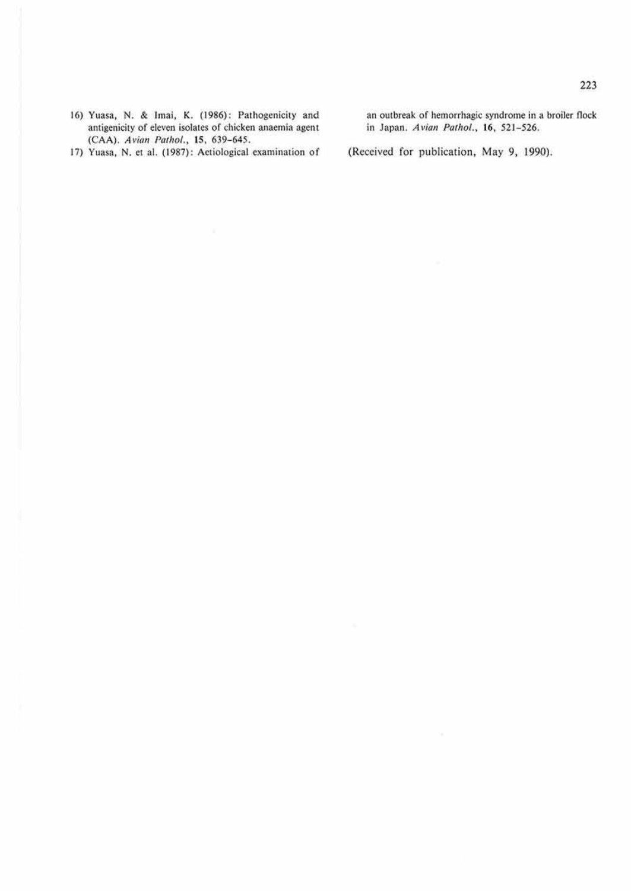16) Yuasa, N. & Imai, K. (1986): Pathogenicity and antigenicity of eleven isolates of chicken anaemia agent (CAA). *Avian Pathol.*, **15**, 639–645.

17) Yuasa, N. et al. (1987): Aetiological examination of an outbreak of hemorrhagic syndrome in a broiler flock in Japan. *Avian Pathol.*, **16**, 521–526.

(Received for publication, May 9, 1990).